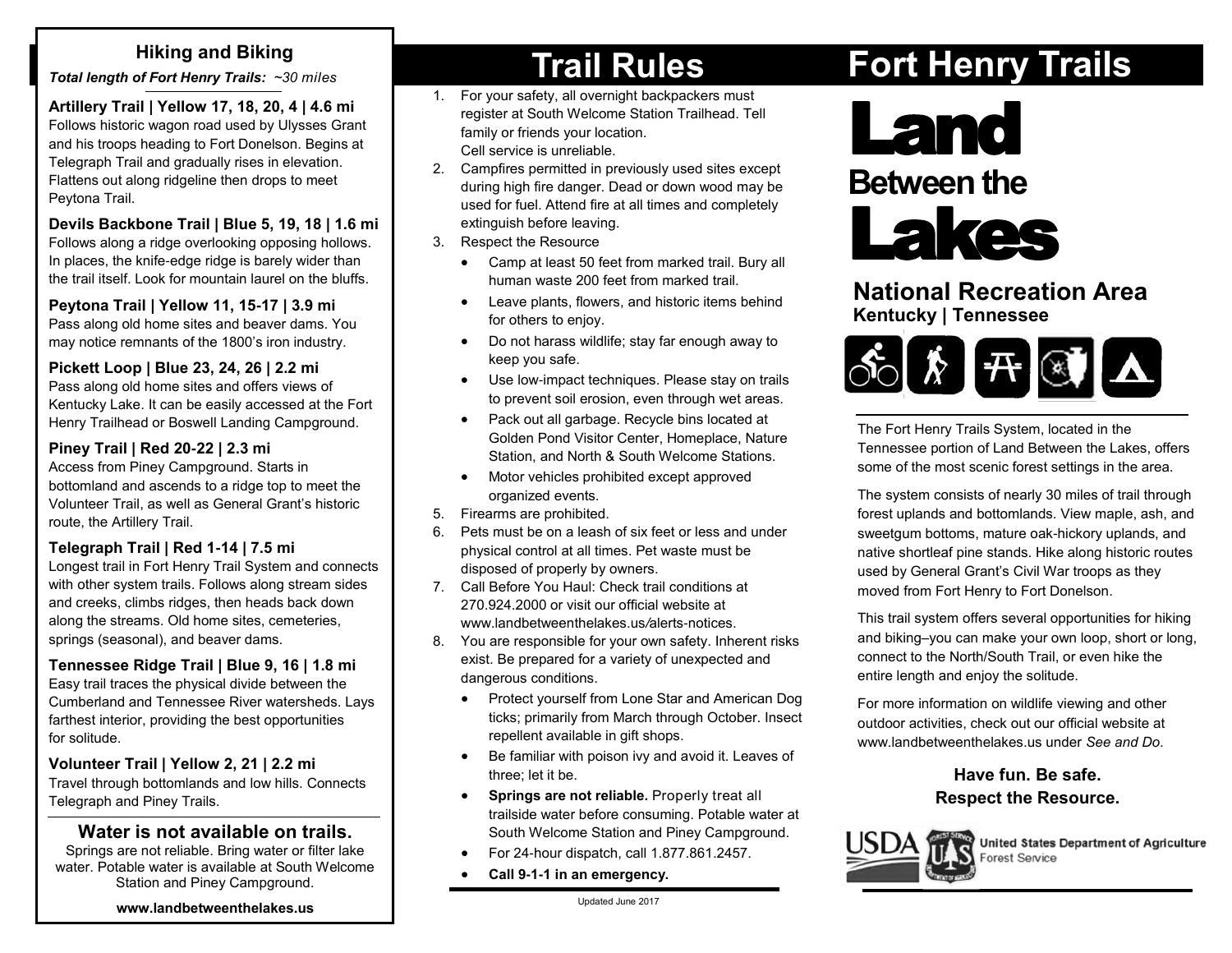## Hiking and Biking

*Total length of Fort Henry Trails: ~30 miles*

**Artillery Trail | Yellow 17, 18, 20, 4 | 4.6 mi**
Follows historic wagon road used by Ulysses Grant and his troops heading to Fort Donelson. Begins at Telegraph Trail and gradually rises in elevation. Flattens out along ridgeline then drops to meet Peytona Trail.

**Devils Backbone Trail | Blue 5, 19, 18 | 1.6 mi**
Follows along a ridge overlooking opposing hollows. In places, the knife-edge ridge is barely wider than the trail itself. Look for mountain laurel on the bluffs.

**Peytona Trail | Yellow 11, 15-17 | 3.9 mi**
Pass along old home sites and beaver dams. You may notice remnants of the 1800's iron industry.

**Pickett Loop | Blue 23, 24, 26 | 2.2 mi**
Pass along old home sites and offers views of Kentucky Lake. It can be easily accessed at the Fort Henry Trailhead or Boswell Landing Campground.

**Piney Trail | Red 20-22 | 2.3 mi**
Access from Piney Campground. Starts in bottomland and ascends to a ridge top to meet the Volunteer Trail, as well as General Grant's historic route, the Artillery Trail.

**Telegraph Trail | Red 1-14 | 7.5 mi**
Longest trail in Fort Henry Trail System and connects with other system trails. Follows along stream sides and creeks, climbs ridges, then heads back down along the streams. Old home sites, cemeteries, springs (seasonal), and beaver dams.

**Tennessee Ridge Trail | Blue 9, 16 | 1.8 mi**
Easy trail traces the physical divide between the Cumberland and Tennessee River watersheds. Lays farthest interior, providing the best opportunities for solitude.

**Volunteer Trail | Yellow 2, 21 | 2.2 mi**
Travel through bottomlands and low hills. Connects Telegraph and Piney Trails.

### Water is not available on trails.

Springs are not reliable. Bring water or filter lake water. Potable water is available at South Welcome Station and Piney Campground.

**www.landbetweenthelakes.us**

# Trail Rules

1. For your safety, all overnight backpackers must register at South Welcome Station Trailhead. Tell family or friends your location.
   Cell service is unreliable.
2. Campfires permitted in previously used sites except during high fire danger. Dead or down wood may be used for fuel. Attend fire at all times and completely extinguish before leaving.
3. Respect the Resource
   - Camp at least 50 feet from marked trail. Bury all human waste 200 feet from marked trail.
   - Leave plants, flowers, and historic items behind for others to enjoy.
   - Do not harass wildlife; stay far enough away to keep you safe.
   - Use low-impact techniques. Please stay on trails to prevent soil erosion, even through wet areas.
   - Pack out all garbage. Recycle bins located at Golden Pond Visitor Center, Homeplace, Nature Station, and North & South Welcome Stations.
   - Motor vehicles prohibited except approved organized events.
5. Firearms are prohibited.
6. Pets must be on a leash of six feet or less and under physical control at all times. Pet waste must be disposed of properly by owners.
7. Call Before You Haul: Check trail conditions at 270.924.2000 or visit our official website at www.landbetweenthelakes.us/alerts-notices.
8. You are responsible for your own safety. Inherent risks exist. Be prepared for a variety of unexpected and dangerous conditions.
   - Protect yourself from Lone Star and American Dog ticks; primarily from March through October. Insect repellent available in gift shops.
   - Be familiar with poison ivy and avoid it. Leaves of three; let it be.
   - **Springs are not reliable.** Properly treat all trailside water before consuming. Potable water at South Welcome Station and Piney Campground.
   - For 24-hour dispatch, call 1.877.861.2457.
   - **Call 9-1-1 in an emergency.**

Updated June 2017

# Fort Henry Trails

# Land Between the Lakes

## National Recreation Area
**Kentucky | Tennessee**

The Fort Henry Trails System, located in the Tennessee portion of Land Between the Lakes, offers some of the most scenic forest settings in the area.

The system consists of nearly 30 miles of trail through forest uplands and bottomlands. View maple, ash, and sweetgum bottoms, mature oak-hickory uplands, and native shortleaf pine stands. Hike along historic routes used by General Grant's Civil War troops as they moved from Fort Henry to Fort Donelson.

This trail system offers several opportunities for hiking and biking–you can make your own loop, short or long, connect to the North/South Trail, or even hike the entire length and enjoy the solitude.

For more information on wildlife viewing and other outdoor activities, check out our official website at www.landbetweenthelakes.us under *See and Do.*

**Have fun. Be safe.**
**Respect the Resource.**

USDA **United States Department of Agriculture**
Forest Service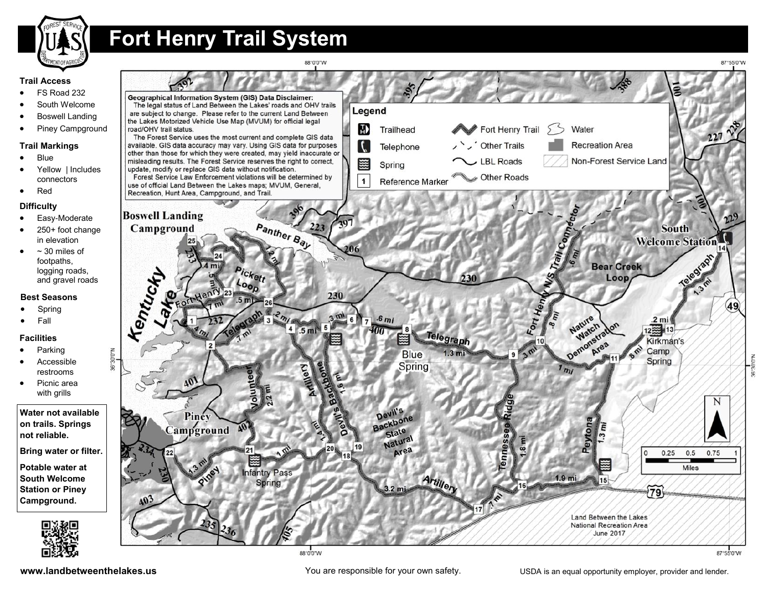# Fort Henry Trail System

### Trail Access

- FS Road 232
- South Welcome
- Boswell Landing
- Piney Campground

### Trail Markings

- Blue
- Yellow | Includes connectors
- Red

### Difficulty

- Easy-Moderate
- 250+ foot change in elevation
- ~ 30 miles of footpaths, logging roads, and gravel roads

### Best Seasons

- Spring
- Fall

### Facilities

- Parking
- Accessible restrooms
- Picnic area with grills

**Water not available on trails. Springs not reliable.**

**Bring water or filter.**

**Potable water at South Welcome Station or Piney Campground.**

**Geographical Information System (GIS) Data Disclaimer:**

The legal status of Land Between the Lakes' roads and OHV trails are subject to change. Please refer to the current Land Between the Lakes Motorized Vehicle Use Map (MVUM) for official legal road/OHV trail status.

The Forest Service uses the most current and complete GIS data available. GIS data accuracy may vary. Using GIS data for purposes other than those for which they were created, may yield inaccurate or misleading results. The Forest Service reserves the right to correct, update, modify or replace GIS data without notification.

Forest Service Law Enforcement violations will be determined by use of official Land Between the Lakes maps; MVUM, General, Recreation, Hunt Area, Campground, and Trail.

**Legend**

Trailhead
Telephone
Spring
Reference Marker
Fort Henry Trail
Other Trails
LBL Roads
Other Roads
Water
Recreation Area
Non-Forest Service Land

Boswell Landing Campground
Panther Bay
Kentucky Lake
Pickett Loop
Fort Henry
Telegraph
Blue Spring
Piney Campground
Volunteer
Artillery
Devil's Backbone
Devil's Backbone State Natural Area
Infantry Pass Spring
Piney
Tennessee Ridge
Fort Henry N/S Trail Connector
Nature Watch Demonstration Area
Bear Creek Loop
South Welcome Station
Kirkman's Camp Spring
Peytona

Land Between the Lakes National Recreation Area
June 2017

0 0.25 0.5 0.75 1
Miles

www.landbetweenthelakes.us

You are responsible for your own safety.

USDA is an equal opportunity employer, provider and lender.